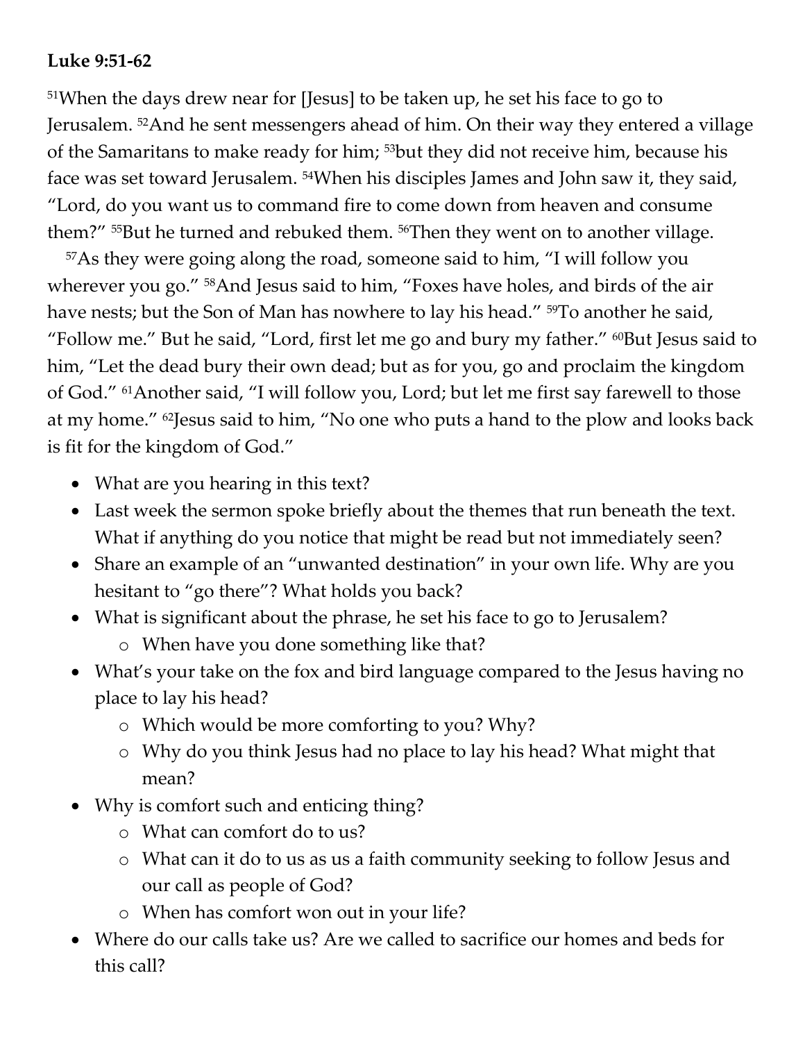**Luke 9:51-62**

[51]When the days drew near for [Jesus] to be taken up, he set his face to go to Jerusalem. [52]And he sent messengers ahead of him. On their way they entered a village of the Samaritans to make ready for him; [53]but they did not receive him, because his face was set toward Jerusalem. [54]When his disciples James and John saw it, they said, "Lord, do you want us to command fire to come down from heaven and consume them?" [55]But he turned and rebuked them. [56]Then they went on to another village.

[57]As they were going along the road, someone said to him, "I will follow you wherever you go." [58]And Jesus said to him, "Foxes have holes, and birds of the air have nests; but the Son of Man has nowhere to lay his head." [59]To another he said, "Follow me." But he said, "Lord, first let me go and bury my father." [60]But Jesus said to him, "Let the dead bury their own dead; but as for you, go and proclaim the kingdom of God." [61]Another said, "I will follow you, Lord; but let me first say farewell to those at my home." [62]Jesus said to him, "No one who puts a hand to the plow and looks back is fit for the kingdom of God."

- What are you hearing in this text?
- Last week the sermon spoke briefly about the themes that run beneath the text. What if anything do you notice that might be read but not immediately seen?
- Share an example of an "unwanted destination" in your own life. Why are you hesitant to "go there"? What holds you back?
- What is significant about the phrase, he set his face to go to Jerusalem?
  - When have you done something like that?
- What's your take on the fox and bird language compared to the Jesus having no place to lay his head?
  - Which would be more comforting to you? Why?
  - Why do you think Jesus had no place to lay his head? What might that mean?
- Why is comfort such and enticing thing?
  - What can comfort do to us?
  - What can it do to us as us a faith community seeking to follow Jesus and our call as people of God?
  - When has comfort won out in your life?
- Where do our calls take us? Are we called to sacrifice our homes and beds for this call?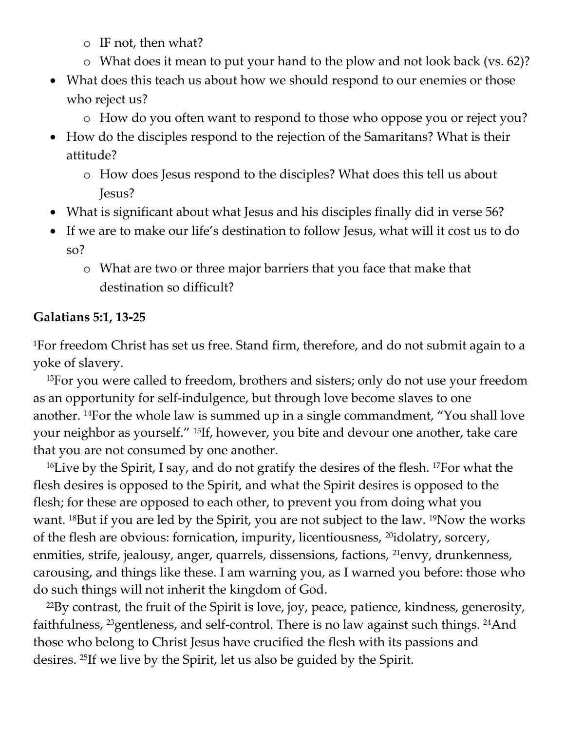- IF not, then what?
  - What does it mean to put your hand to the plow and not look back (vs. 62)?
- What does this teach us about how we should respond to our enemies or those who reject us?
  - How do you often want to respond to those who oppose you or reject you?
- How do the disciples respond to the rejection of the Samaritans? What is their attitude?
  - How does Jesus respond to the disciples? What does this tell us about Jesus?
- What is significant about what Jesus and his disciples finally did in verse 56?
- If we are to make our life's destination to follow Jesus, what will it cost us to do so?
  - What are two or three major barriers that you face that make that destination so difficult?

**Galatians 5:1, 13-25**

[1]For freedom Christ has set us free. Stand firm, therefore, and do not submit again to a yoke of slavery.

[13]For you were called to freedom, brothers and sisters; only do not use your freedom as an opportunity for self-indulgence, but through love become slaves to one another. [14]For the whole law is summed up in a single commandment, "You shall love your neighbor as yourself." [15]If, however, you bite and devour one another, take care that you are not consumed by one another.

[16]Live by the Spirit, I say, and do not gratify the desires of the flesh. [17]For what the flesh desires is opposed to the Spirit, and what the Spirit desires is opposed to the flesh; for these are opposed to each other, to prevent you from doing what you want. [18]But if you are led by the Spirit, you are not subject to the law. [19]Now the works of the flesh are obvious: fornication, impurity, licentiousness, [20]idolatry, sorcery, enmities, strife, jealousy, anger, quarrels, dissensions, factions, [21]envy, drunkenness, carousing, and things like these. I am warning you, as I warned you before: those who do such things will not inherit the kingdom of God.

[22]By contrast, the fruit of the Spirit is love, joy, peace, patience, kindness, generosity, faithfulness, [23]gentleness, and self-control. There is no law against such things. [24]And those who belong to Christ Jesus have crucified the flesh with its passions and desires. [25]If we live by the Spirit, let us also be guided by the Spirit.